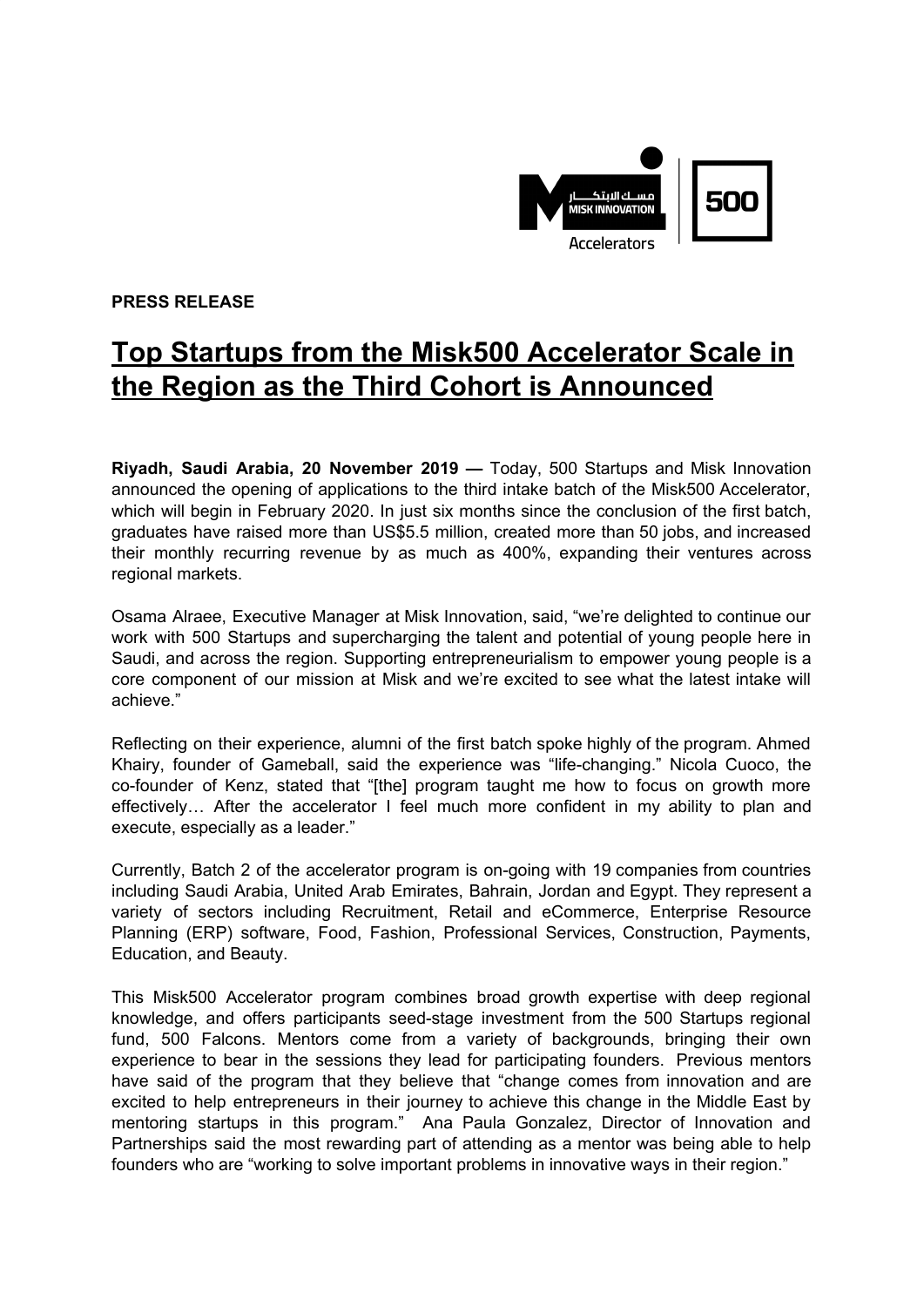**PRESS RELEASE**

# Top Startups from the Misk500 Accelerator Scale in the Region as the Third Cohort is Announced

**Riyadh, Saudi Arabia, 20 November 2019 —** Today, 500 Startups and Misk Innovation announced the opening of applications to the third intake batch of the Misk500 Accelerator, which will begin in February 2020. In just six months since the conclusion of the first batch, graduates have raised more than US$5.5 million, created more than 50 jobs, and increased their monthly recurring revenue by as much as 400%, expanding their ventures across regional markets.

Osama Alraee, Executive Manager at Misk Innovation, said, "we're delighted to continue our work with 500 Startups and supercharging the talent and potential of young people here in Saudi, and across the region. Supporting entrepreneurialism to empower young people is a core component of our mission at Misk and we're excited to see what the latest intake will achieve."

Reflecting on their experience, alumni of the first batch spoke highly of the program. Ahmed Khairy, founder of Gameball, said the experience was "life-changing." Nicola Cuoco, the co-founder of Kenz, stated that "[the] program taught me how to focus on growth more effectively… After the accelerator I feel much more confident in my ability to plan and execute, especially as a leader."

Currently, Batch 2 of the accelerator program is on-going with 19 companies from countries including Saudi Arabia, United Arab Emirates, Bahrain, Jordan and Egypt. They represent a variety of sectors including Recruitment, Retail and eCommerce, Enterprise Resource Planning (ERP) software, Food, Fashion, Professional Services, Construction, Payments, Education, and Beauty.

This Misk500 Accelerator program combines broad growth expertise with deep regional knowledge, and offers participants seed-stage investment from the 500 Startups regional fund, 500 Falcons. Mentors come from a variety of backgrounds, bringing their own experience to bear in the sessions they lead for participating founders. Previous mentors have said of the program that they believe that "change comes from innovation and are excited to help entrepreneurs in their journey to achieve this change in the Middle East by mentoring startups in this program." Ana Paula Gonzalez, Director of Innovation and Partnerships said the most rewarding part of attending as a mentor was being able to help founders who are "working to solve important problems in innovative ways in their region."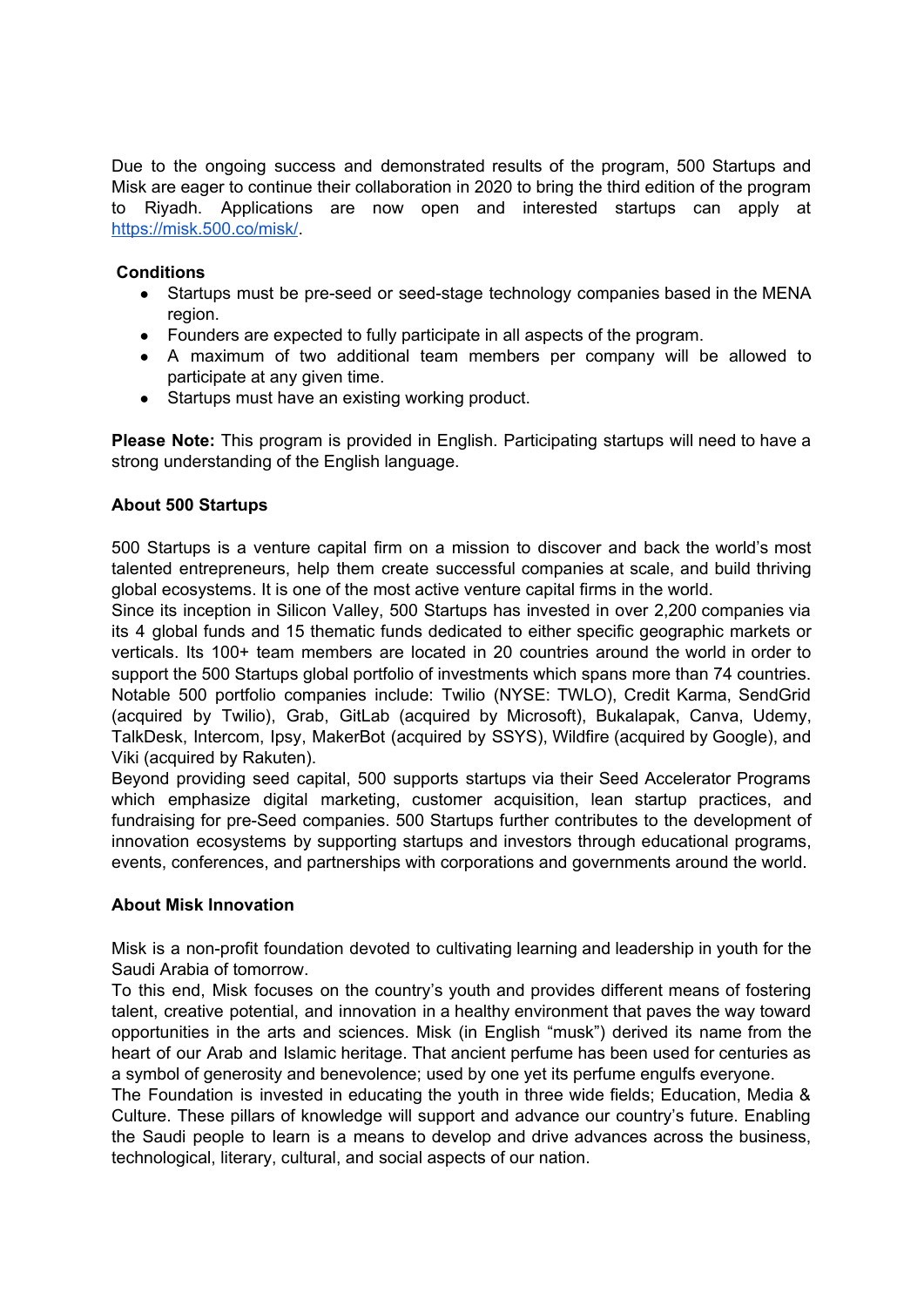Due to the ongoing success and demonstrated results of the program, 500 Startups and Misk are eager to continue their collaboration in 2020 to bring the third edition of the program to Riyadh. Applications are now open and interested startups can apply at [https://misk.500.co/misk/](https://misk.500.co/misk/).

**Conditions**

- Startups must be pre-seed or seed-stage technology companies based in the MENA region.
- Founders are expected to fully participate in all aspects of the program.
- A maximum of two additional team members per company will be allowed to participate at any given time.
- Startups must have an existing working product.

**Please Note:** This program is provided in English. Participating startups will need to have a strong understanding of the English language.

**About 500 Startups**

500 Startups is a venture capital firm on a mission to discover and back the world's most talented entrepreneurs, help them create successful companies at scale, and build thriving global ecosystems. It is one of the most active venture capital firms in the world.
Since its inception in Silicon Valley, 500 Startups has invested in over 2,200 companies via its 4 global funds and 15 thematic funds dedicated to either specific geographic markets or verticals. Its 100+ team members are located in 20 countries around the world in order to support the 500 Startups global portfolio of investments which spans more than 74 countries. Notable 500 portfolio companies include: Twilio (NYSE: TWLO), Credit Karma, SendGrid (acquired by Twilio), Grab, GitLab (acquired by Microsoft), Bukalapak, Canva, Udemy, TalkDesk, Intercom, Ipsy, MakerBot (acquired by SSYS), Wildfire (acquired by Google), and Viki (acquired by Rakuten).
Beyond providing seed capital, 500 supports startups via their Seed Accelerator Programs which emphasize digital marketing, customer acquisition, lean startup practices, and fundraising for pre-Seed companies. 500 Startups further contributes to the development of innovation ecosystems by supporting startups and investors through educational programs, events, conferences, and partnerships with corporations and governments around the world.

**About Misk Innovation**

Misk is a non-profit foundation devoted to cultivating learning and leadership in youth for the Saudi Arabia of tomorrow.
To this end, Misk focuses on the country's youth and provides different means of fostering talent, creative potential, and innovation in a healthy environment that paves the way toward opportunities in the arts and sciences. Misk (in English "musk") derived its name from the heart of our Arab and Islamic heritage. That ancient perfume has been used for centuries as a symbol of generosity and benevolence; used by one yet its perfume engulfs everyone.
The Foundation is invested in educating the youth in three wide fields; Education, Media & Culture. These pillars of knowledge will support and advance our country's future. Enabling the Saudi people to learn is a means to develop and drive advances across the business, technological, literary, cultural, and social aspects of our nation.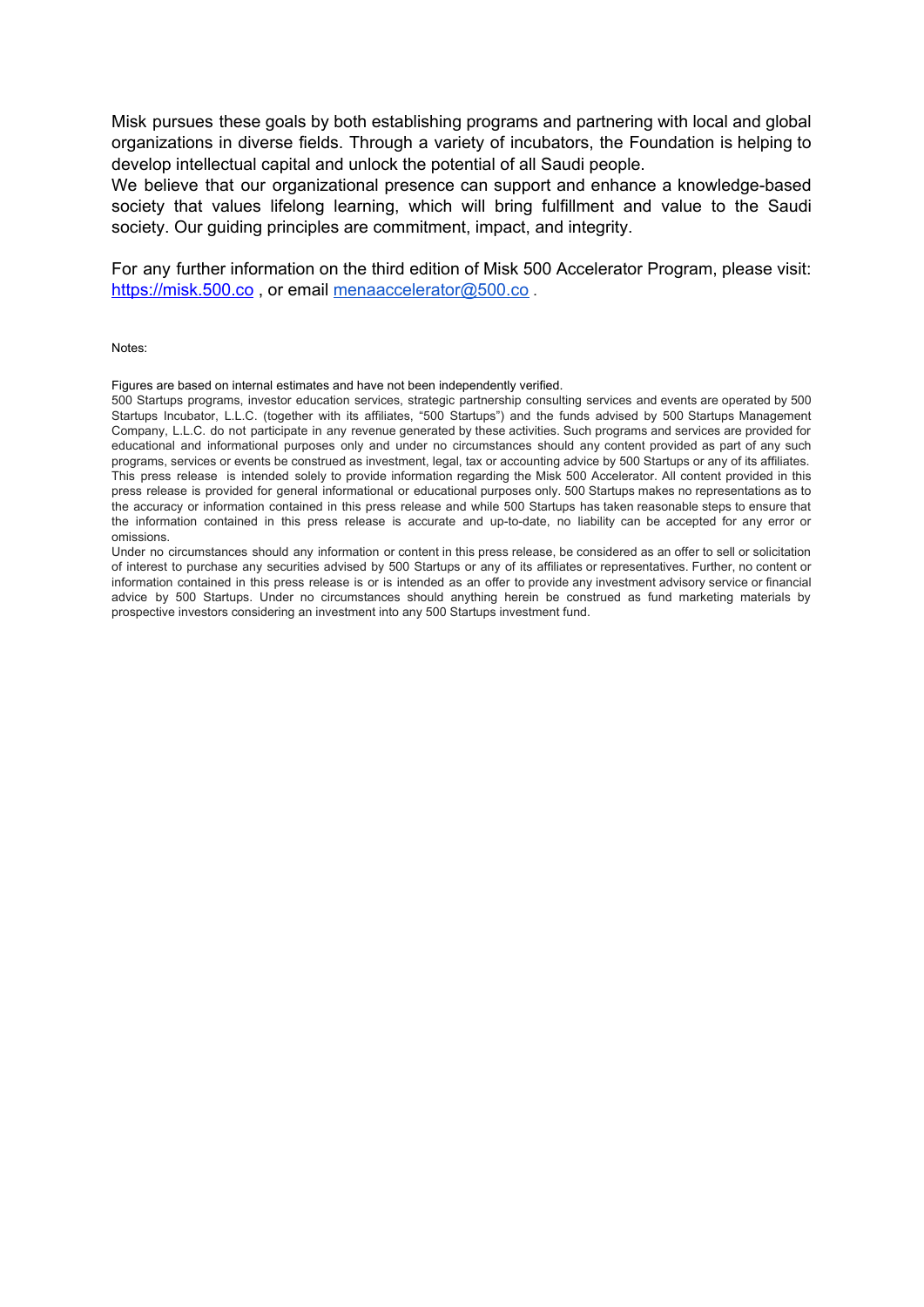Misk pursues these goals by both establishing programs and partnering with local and global organizations in diverse fields. Through a variety of incubators, the Foundation is helping to develop intellectual capital and unlock the potential of all Saudi people.
We believe that our organizational presence can support and enhance a knowledge-based society that values lifelong learning, which will bring fulfillment and value to the Saudi society. Our guiding principles are commitment, impact, and integrity.

For any further information on the third edition of Misk 500 Accelerator Program, please visit: [https://misk.500.co](https://misk.500.co) , or email [menaaccelerator@500.co](mailto:menaaccelerator@500.co) .

Notes:

Figures are based on internal estimates and have not been independently verified.
500 Startups programs, investor education services, strategic partnership consulting services and events are operated by 500 Startups Incubator, L.L.C. (together with its affiliates, "500 Startups") and the funds advised by 500 Startups Management Company, L.L.C. do not participate in any revenue generated by these activities. Such programs and services are provided for educational and informational purposes only and under no circumstances should any content provided as part of any such programs, services or events be construed as investment, legal, tax or accounting advice by 500 Startups or any of its affiliates.
This press release is intended solely to provide information regarding the Misk 500 Accelerator. All content provided in this press release is provided for general informational or educational purposes only. 500 Startups makes no representations as to the accuracy or information contained in this press release and while 500 Startups has taken reasonable steps to ensure that the information contained in this press release is accurate and up-to-date, no liability can be accepted for any error or omissions.
Under no circumstances should any information or content in this press release, be considered as an offer to sell or solicitation of interest to purchase any securities advised by 500 Startups or any of its affiliates or representatives. Further, no content or information contained in this press release is or is intended as an offer to provide any investment advisory service or financial advice by 500 Startups. Under no circumstances should anything herein be construed as fund marketing materials by prospective investors considering an investment into any 500 Startups investment fund.